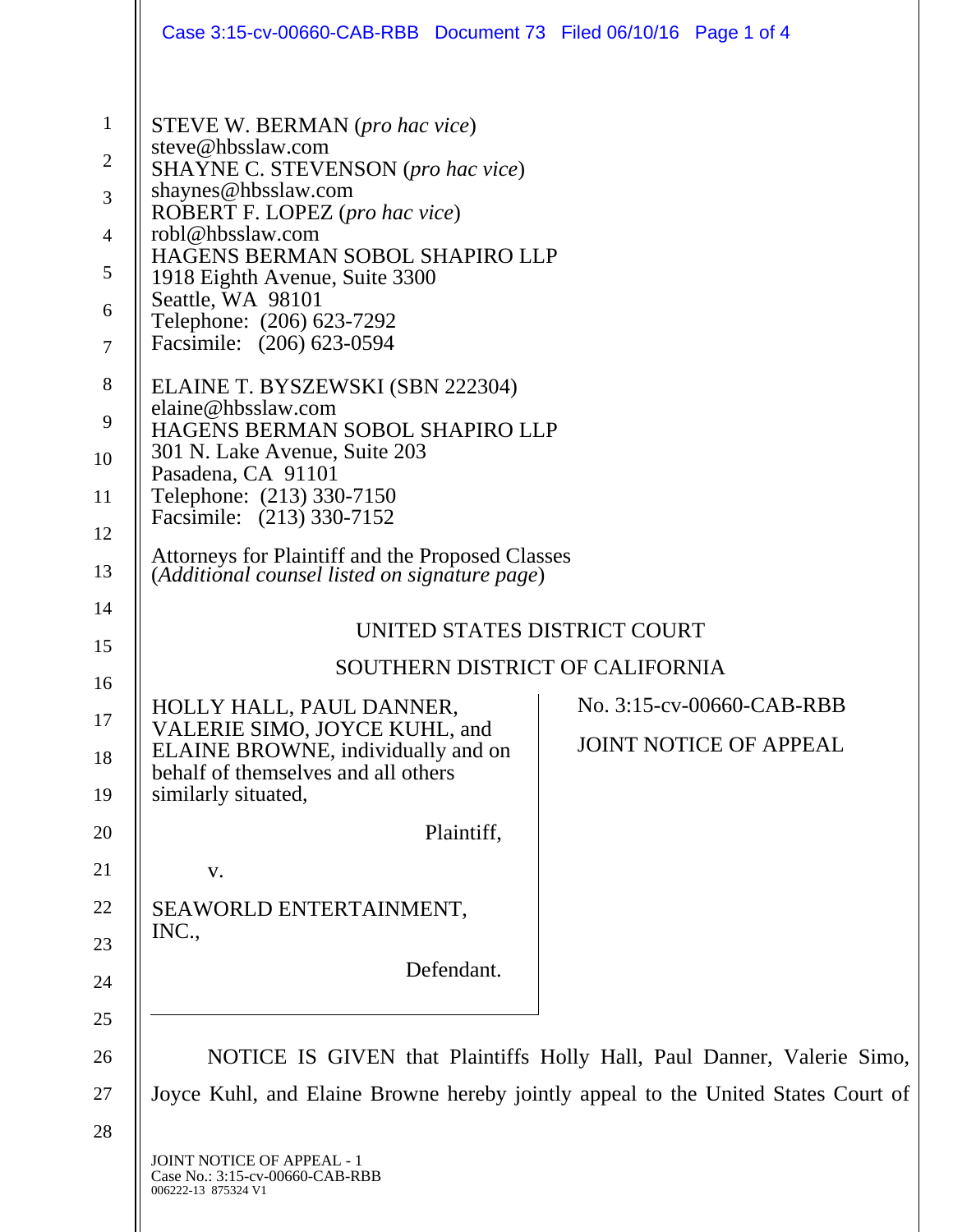STEVE W. BERMAN (*pro hac vice*)
steve@hbsslaw.com
SHAYNE C. STEVENSON (*pro hac vice*)
shaynes@hbsslaw.com
ROBERT F. LOPEZ (*pro hac vice*)
robl@hbsslaw.com
HAGENS BERMAN SOBOL SHAPIRO LLP
1918 Eighth Avenue, Suite 3300
Seattle, WA 98101
Telephone: (206) 623-7292
Facsimile: (206) 623-0594

ELAINE T. BYSZEWSKI (SBN 222304)
elaine@hbsslaw.com
HAGENS BERMAN SOBOL SHAPIRO LLP
301 N. Lake Avenue, Suite 203
Pasadena, CA 91101
Telephone: (213) 330-7150
Facsimile: (213) 330-7152

Attorneys for Plaintiff and the Proposed Classes
(*Additional counsel listed on signature page*)

UNITED STATES DISTRICT COURT

SOUTHERN DISTRICT OF CALIFORNIA

HOLLY HALL, PAUL DANNER, VALERIE SIMO, JOYCE KUHL, and ELAINE BROWNE, individually and on behalf of themselves and all others similarly situated,

Plaintiff,

v.

SEAWORLD ENTERTAINMENT, INC.,

Defendant.

No. 3:15-cv-00660-CAB-RBB

JOINT NOTICE OF APPEAL

NOTICE IS GIVEN that Plaintiffs Holly Hall, Paul Danner, Valerie Simo, Joyce Kuhl, and Elaine Browne hereby jointly appeal to the United States Court of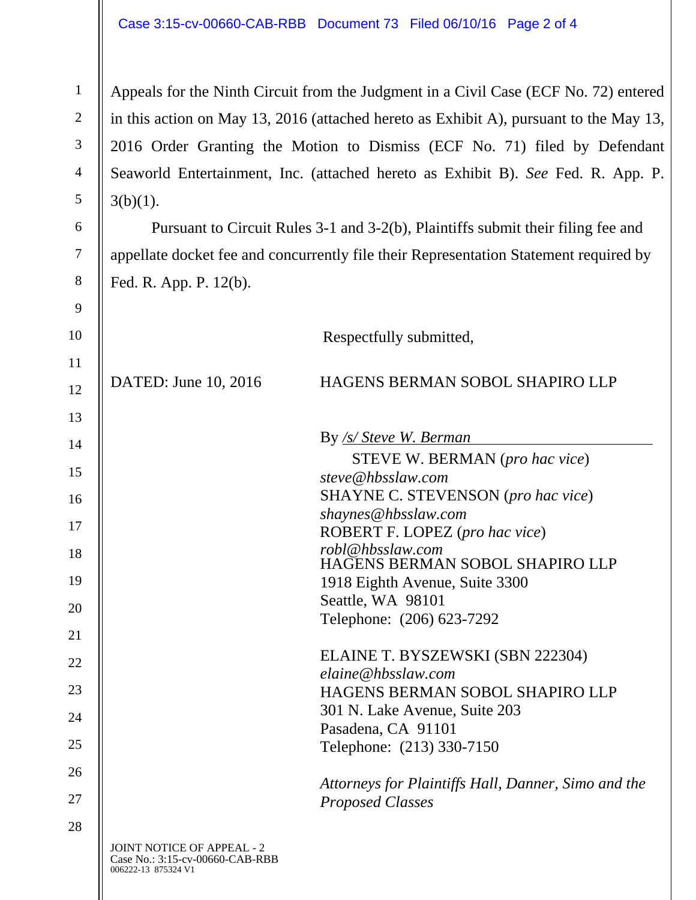Appeals for the Ninth Circuit from the Judgment in a Civil Case (ECF No. 72) entered in this action on May 13, 2016 (attached hereto as Exhibit A), pursuant to the May 13, 2016 Order Granting the Motion to Dismiss (ECF No. 71) filed by Defendant Seaworld Entertainment, Inc. (attached hereto as Exhibit B). *See* Fed. R. App. P. 3(b)(1).

Pursuant to Circuit Rules 3-1 and 3-2(b), Plaintiffs submit their filing fee and appellate docket fee and concurrently file their Representation Statement required by Fed. R. App. P. 12(b).

Respectfully submitted,

DATED: June 10, 2016

HAGENS BERMAN SOBOL SHAPIRO LLP

By */s/ Steve W. Berman*
STEVE W. BERMAN (*pro hac vice*)
*steve@hbsslaw.com*
SHAYNE C. STEVENSON (*pro hac vice*)
*shaynes@hbsslaw.com*
ROBERT F. LOPEZ (*pro hac vice*)
*robl@hbsslaw.com*
HAGENS BERMAN SOBOL SHAPIRO LLP
1918 Eighth Avenue, Suite 3300
Seattle, WA 98101
Telephone: (206) 623-7292

ELAINE T. BYSZEWSKI (SBN 222304)
*elaine@hbsslaw.com*
HAGENS BERMAN SOBOL SHAPIRO LLP
301 N. Lake Avenue, Suite 203
Pasadena, CA 91101
Telephone: (213) 330-7150

*Attorneys for Plaintiffs Hall, Danner, Simo and the Proposed Classes*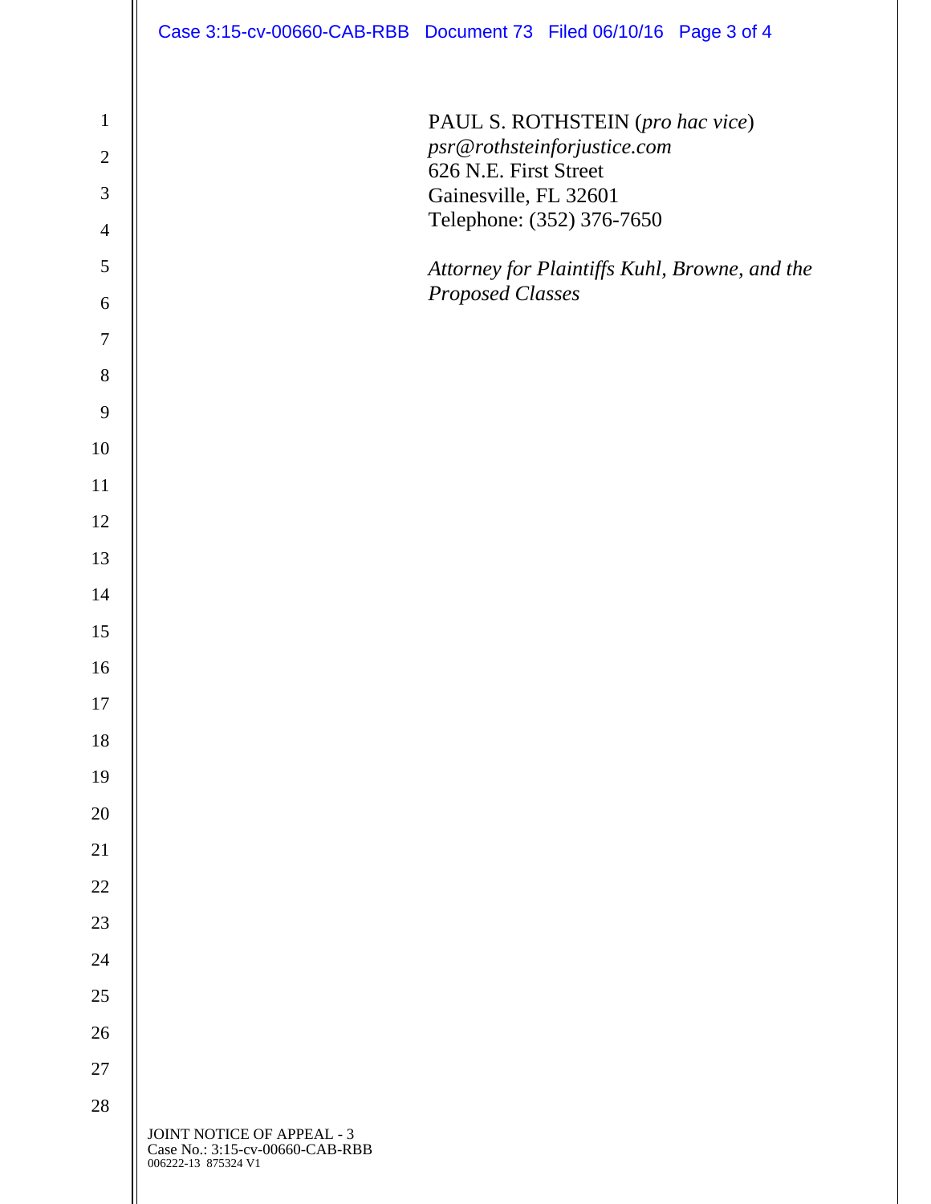PAUL S. ROTHSTEIN (*pro hac vice*)
*psr@rothsteinforjustice.com*
626 N.E. First Street
Gainesville, FL 32601
Telephone: (352) 376-7650

*Attorney for Plaintiffs Kuhl, Browne, and the Proposed Classes*

JOINT NOTICE OF APPEAL - 3
Case No.: 3:15-cv-00660-CAB-RBB
006222-13 875324 V1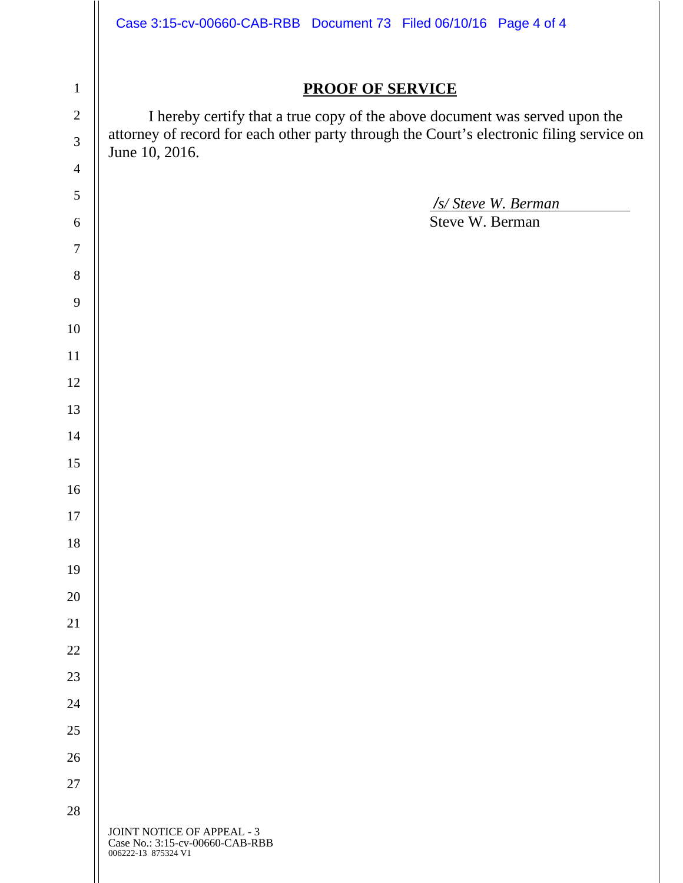# PROOF OF SERVICE

I hereby certify that a true copy of the above document was served upon the attorney of record for each other party through the Court's electronic filing service on June 10, 2016.

*/s/ Steve W. Berman*
Steve W. Berman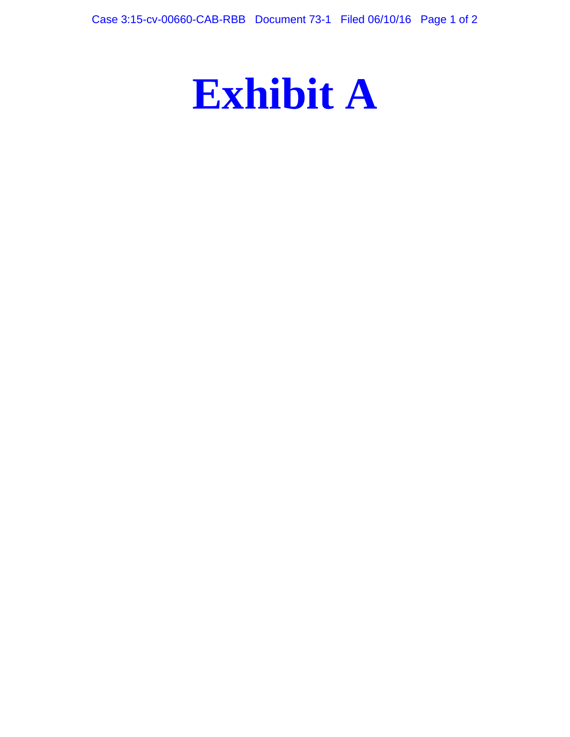# Exhibit A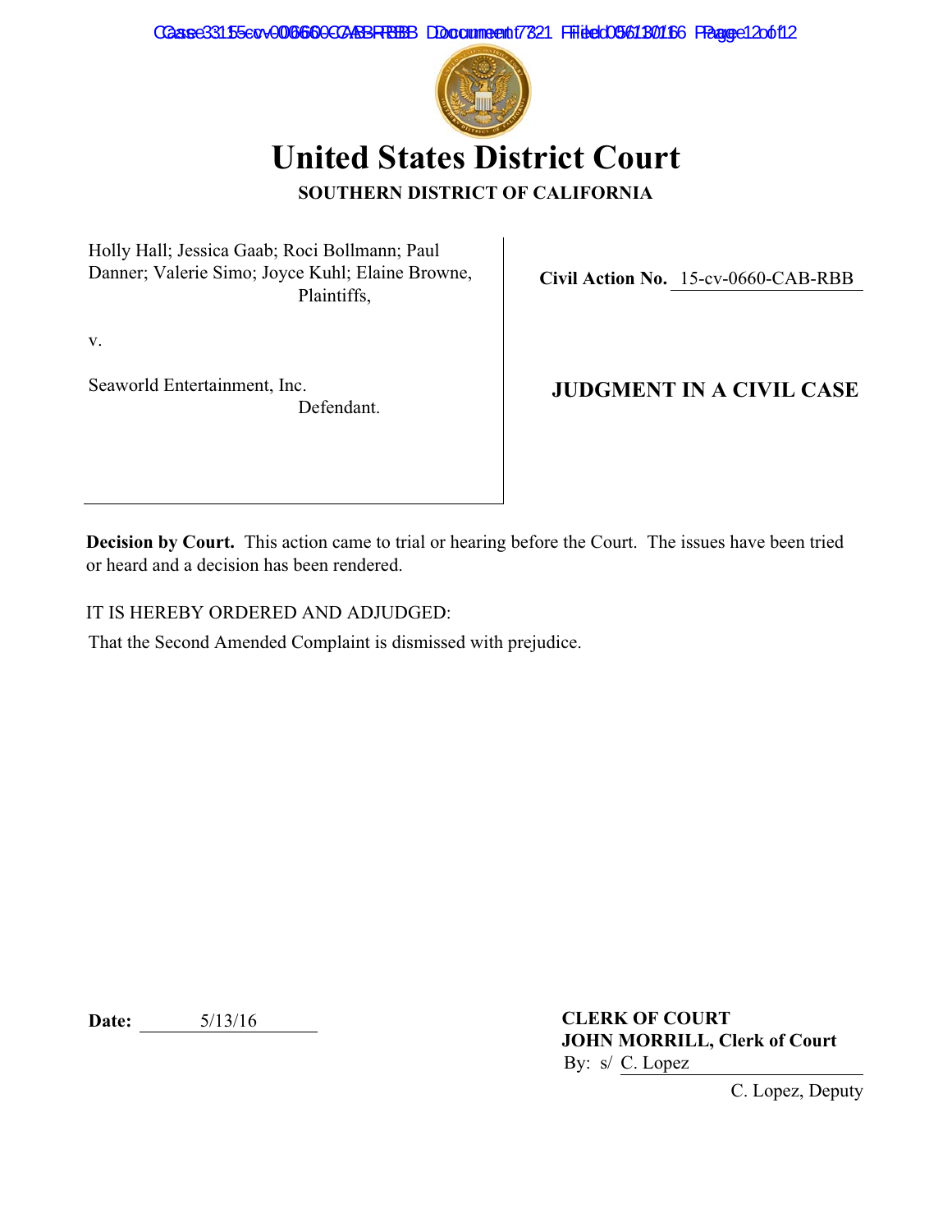# United States District Court

**SOUTHERN DISTRICT OF CALIFORNIA**

| | |
|---|---|
| Holly Hall; Jessica Gaab; Roci Bollmann; Paul Danner; Valerie Simo; Joyce Kuhl; Elaine Browne, Plaintiffs, | **Civil Action No.** 15-cv-0660-CAB-RBB |
| v. | |
| Seaworld Entertainment, Inc. Defendant. | **JUDGMENT IN A CIVIL CASE** |

**Decision by Court.** This action came to trial or hearing before the Court. The issues have been tried or heard and a decision has been rendered.

IT IS HEREBY ORDERED AND ADJUDGED:

That the Second Amended Complaint is dismissed with prejudice.

**Date:** 5/13/16

**CLERK OF COURT**
**JOHN MORRILL, Clerk of Court**
By: s/ C. Lopez
C. Lopez, Deputy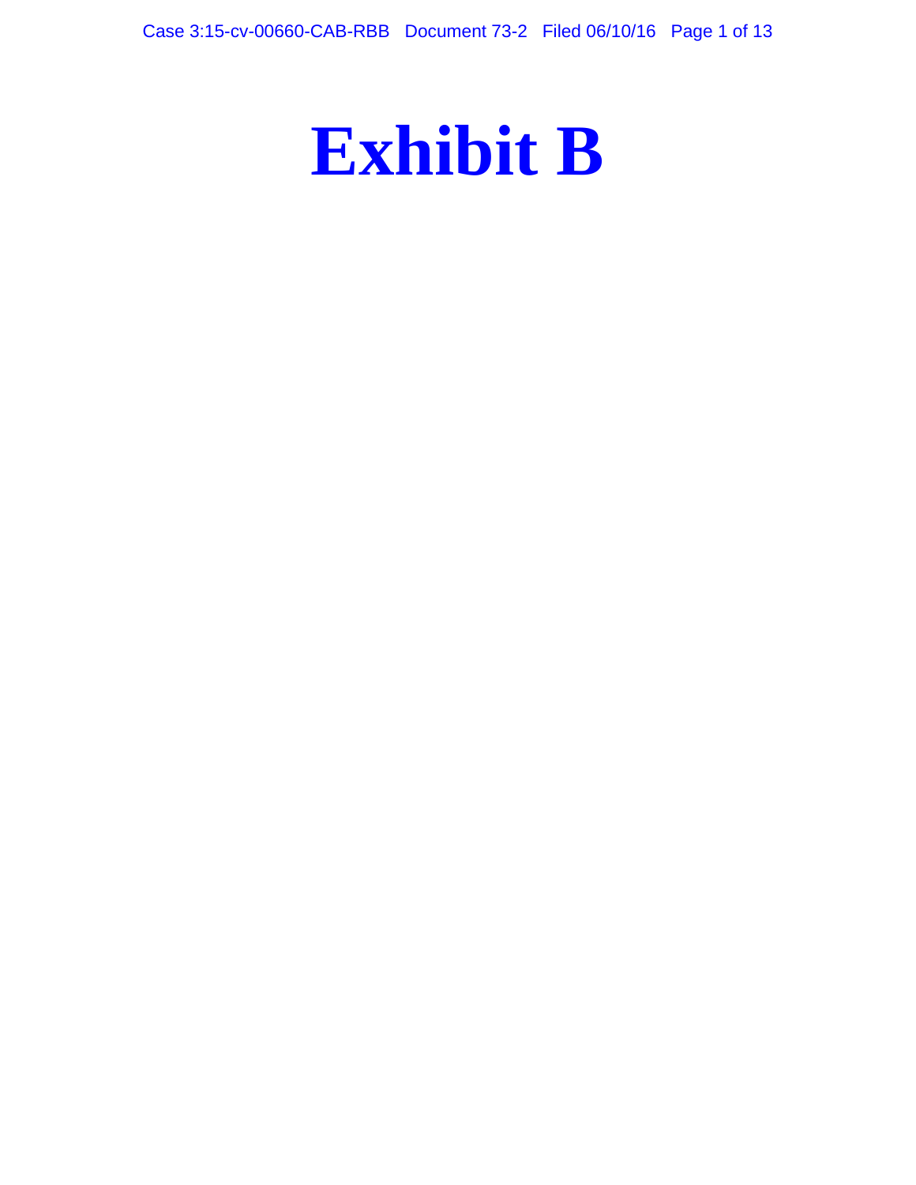# Exhibit B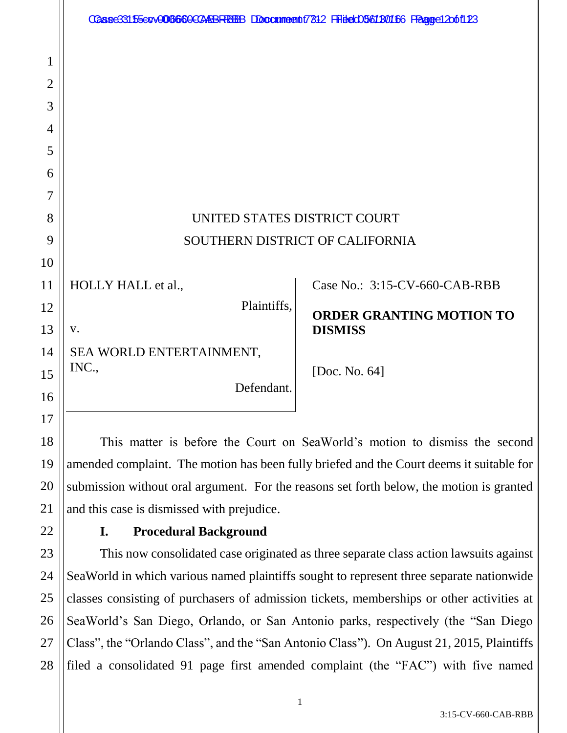UNITED STATES DISTRICT COURT

SOUTHERN DISTRICT OF CALIFORNIA

| | |
|---|---|
| HOLLY HALL et al., Plaintiffs, v. SEA WORLD ENTERTAINMENT, INC., Defendant. | Case No.: 3:15-CV-660-CAB-RBB **ORDER GRANTING MOTION TO DISMISS** [Doc. No. 64] |

This matter is before the Court on SeaWorld's motion to dismiss the second amended complaint. The motion has been fully briefed and the Court deems it suitable for submission without oral argument. For the reasons set forth below, the motion is granted and this case is dismissed with prejudice.

## I. Procedural Background

This now consolidated case originated as three separate class action lawsuits against SeaWorld in which various named plaintiffs sought to represent three separate nationwide classes consisting of purchasers of admission tickets, memberships or other activities at SeaWorld's San Diego, Orlando, or San Antonio parks, respectively (the "San Diego Class", the "Orlando Class", and the "San Antonio Class"). On August 21, 2015, Plaintiffs filed a consolidated 91 page first amended complaint (the "FAC") with five named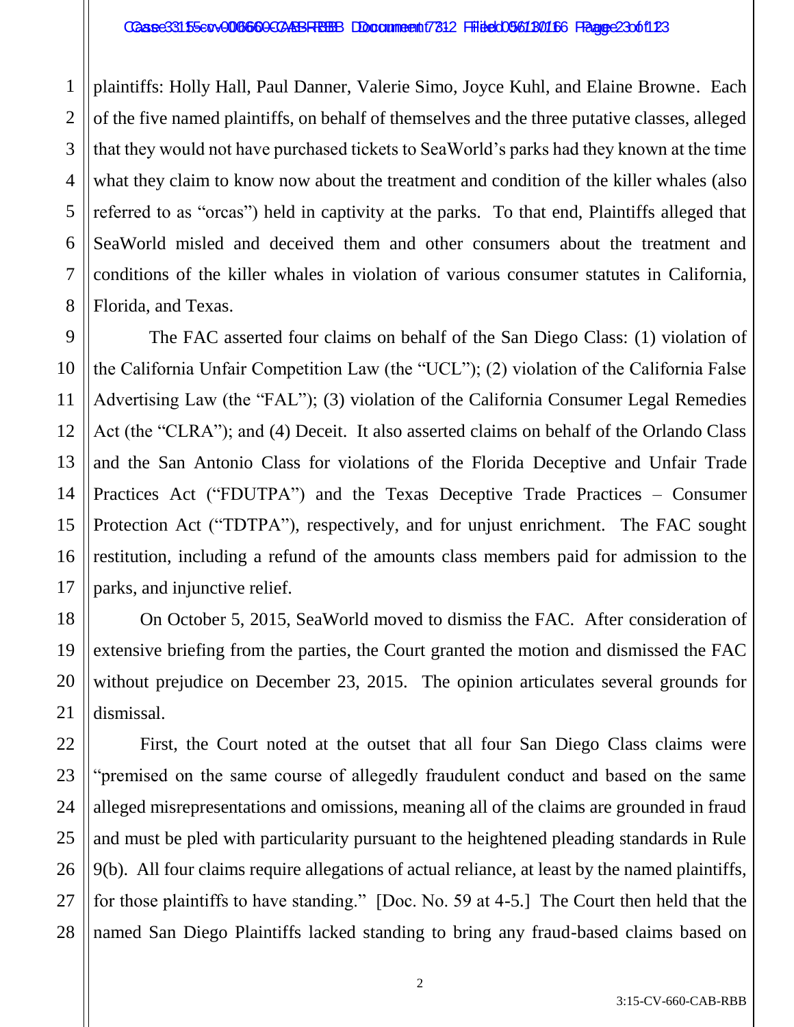plaintiffs: Holly Hall, Paul Danner, Valerie Simo, Joyce Kuhl, and Elaine Browne. Each of the five named plaintiffs, on behalf of themselves and the three putative classes, alleged that they would not have purchased tickets to SeaWorld's parks had they known at the time what they claim to know now about the treatment and condition of the killer whales (also referred to as "orcas") held in captivity at the parks. To that end, Plaintiffs alleged that SeaWorld misled and deceived them and other consumers about the treatment and conditions of the killer whales in violation of various consumer statutes in California, Florida, and Texas.

The FAC asserted four claims on behalf of the San Diego Class: (1) violation of the California Unfair Competition Law (the "UCL"); (2) violation of the California False Advertising Law (the "FAL"); (3) violation of the California Consumer Legal Remedies Act (the "CLRA"); and (4) Deceit. It also asserted claims on behalf of the Orlando Class and the San Antonio Class for violations of the Florida Deceptive and Unfair Trade Practices Act ("FDUTPA") and the Texas Deceptive Trade Practices – Consumer Protection Act ("TDTPA"), respectively, and for unjust enrichment. The FAC sought restitution, including a refund of the amounts class members paid for admission to the parks, and injunctive relief.

On October 5, 2015, SeaWorld moved to dismiss the FAC. After consideration of extensive briefing from the parties, the Court granted the motion and dismissed the FAC without prejudice on December 23, 2015. The opinion articulates several grounds for dismissal.

First, the Court noted at the outset that all four San Diego Class claims were "premised on the same course of allegedly fraudulent conduct and based on the same alleged misrepresentations and omissions, meaning all of the claims are grounded in fraud and must be pled with particularity pursuant to the heightened pleading standards in Rule 9(b). All four claims require allegations of actual reliance, at least by the named plaintiffs, for those plaintiffs to have standing." [Doc. No. 59 at 4-5.] The Court then held that the named San Diego Plaintiffs lacked standing to bring any fraud-based claims based on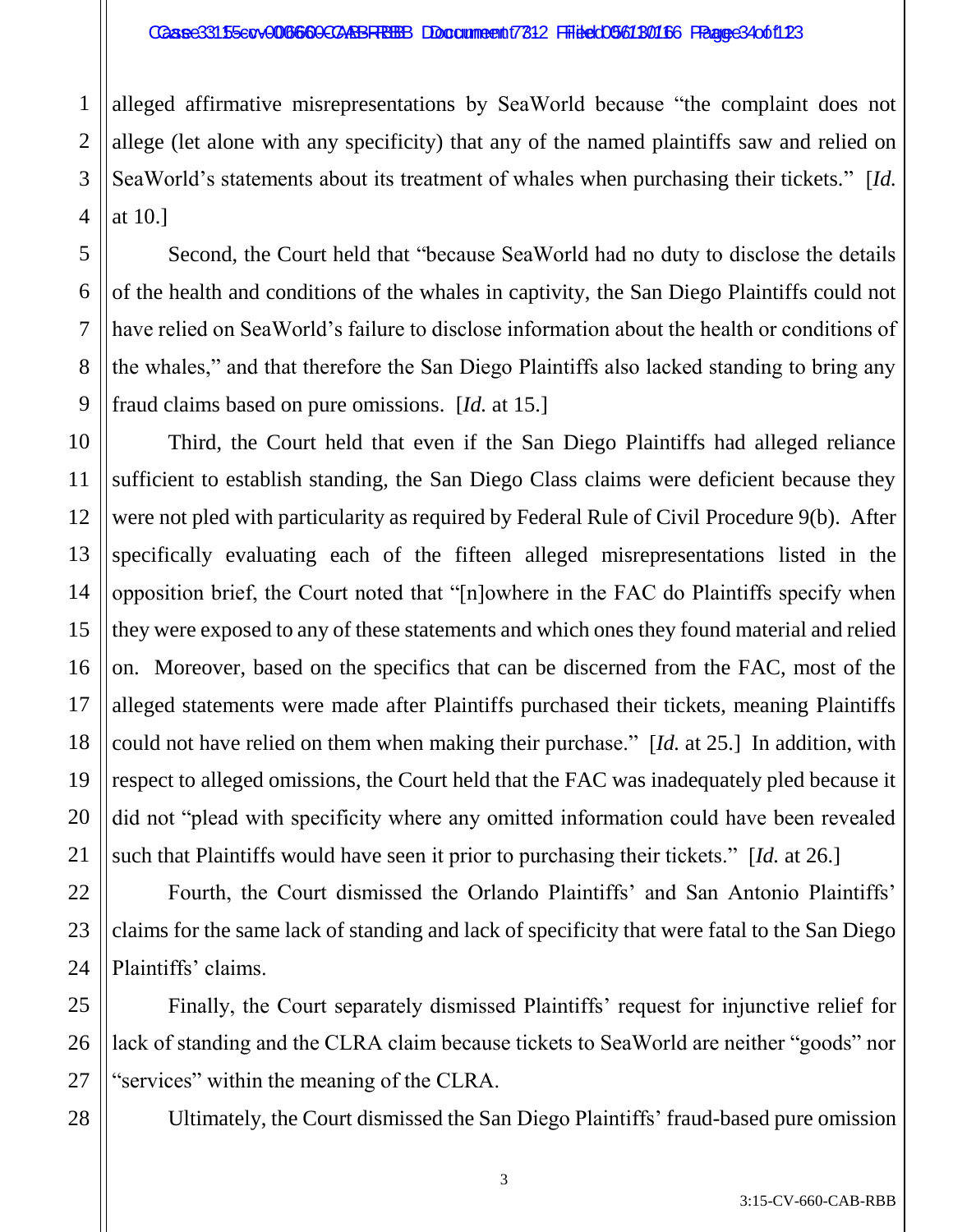alleged affirmative misrepresentations by SeaWorld because "the complaint does not allege (let alone with any specificity) that any of the named plaintiffs saw and relied on SeaWorld's statements about its treatment of whales when purchasing their tickets." [*Id.* at 10.]

Second, the Court held that "because SeaWorld had no duty to disclose the details of the health and conditions of the whales in captivity, the San Diego Plaintiffs could not have relied on SeaWorld's failure to disclose information about the health or conditions of the whales," and that therefore the San Diego Plaintiffs also lacked standing to bring any fraud claims based on pure omissions. [*Id.* at 15.]

Third, the Court held that even if the San Diego Plaintiffs had alleged reliance sufficient to establish standing, the San Diego Class claims were deficient because they were not pled with particularity as required by Federal Rule of Civil Procedure 9(b). After specifically evaluating each of the fifteen alleged misrepresentations listed in the opposition brief, the Court noted that "[n]owhere in the FAC do Plaintiffs specify when they were exposed to any of these statements and which ones they found material and relied on. Moreover, based on the specifics that can be discerned from the FAC, most of the alleged statements were made after Plaintiffs purchased their tickets, meaning Plaintiffs could not have relied on them when making their purchase." [*Id.* at 25.] In addition, with respect to alleged omissions, the Court held that the FAC was inadequately pled because it did not "plead with specificity where any omitted information could have been revealed such that Plaintiffs would have seen it prior to purchasing their tickets." [*Id.* at 26.]

Fourth, the Court dismissed the Orlando Plaintiffs' and San Antonio Plaintiffs' claims for the same lack of standing and lack of specificity that were fatal to the San Diego Plaintiffs' claims.

Finally, the Court separately dismissed Plaintiffs' request for injunctive relief for lack of standing and the CLRA claim because tickets to SeaWorld are neither "goods" nor "services" within the meaning of the CLRA.

Ultimately, the Court dismissed the San Diego Plaintiffs' fraud-based pure omission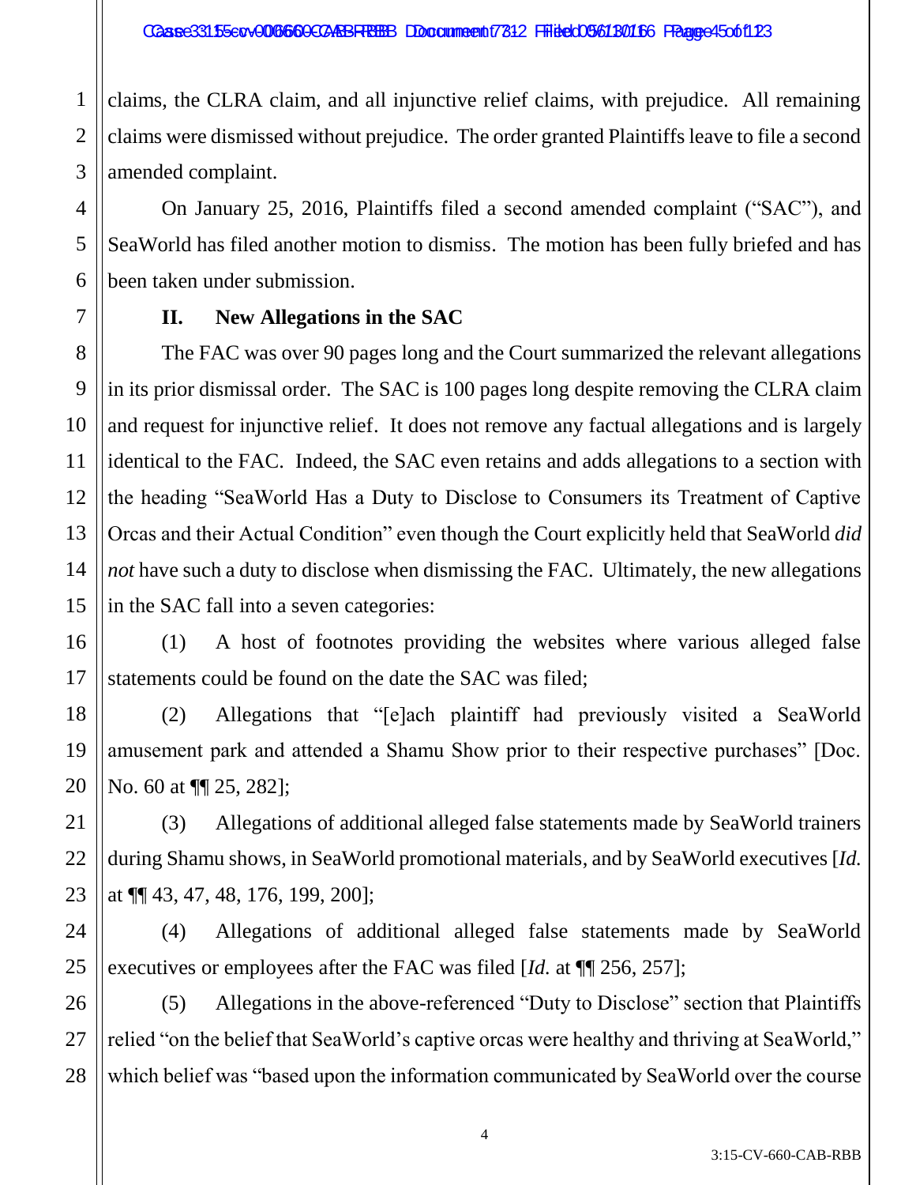claims, the CLRA claim, and all injunctive relief claims, with prejudice. All remaining claims were dismissed without prejudice. The order granted Plaintiffs leave to file a second amended complaint.

On January 25, 2016, Plaintiffs filed a second amended complaint ("SAC"), and SeaWorld has filed another motion to dismiss. The motion has been fully briefed and has been taken under submission.

## II. New Allegations in the SAC

The FAC was over 90 pages long and the Court summarized the relevant allegations in its prior dismissal order. The SAC is 100 pages long despite removing the CLRA claim and request for injunctive relief. It does not remove any factual allegations and is largely identical to the FAC. Indeed, the SAC even retains and adds allegations to a section with the heading "SeaWorld Has a Duty to Disclose to Consumers its Treatment of Captive Orcas and their Actual Condition" even though the Court explicitly held that SeaWorld *did not* have such a duty to disclose when dismissing the FAC. Ultimately, the new allegations in the SAC fall into a seven categories:

(1) A host of footnotes providing the websites where various alleged false statements could be found on the date the SAC was filed;

(2) Allegations that "[e]ach plaintiff had previously visited a SeaWorld amusement park and attended a Shamu Show prior to their respective purchases" [Doc. No. 60 at ¶¶ 25, 282];

(3) Allegations of additional alleged false statements made by SeaWorld trainers during Shamu shows, in SeaWorld promotional materials, and by SeaWorld executives [*Id.* at ¶¶ 43, 47, 48, 176, 199, 200];

(4) Allegations of additional alleged false statements made by SeaWorld executives or employees after the FAC was filed [*Id.* at ¶¶ 256, 257];

(5) Allegations in the above-referenced "Duty to Disclose" section that Plaintiffs relied "on the belief that SeaWorld's captive orcas were healthy and thriving at SeaWorld," which belief was "based upon the information communicated by SeaWorld over the course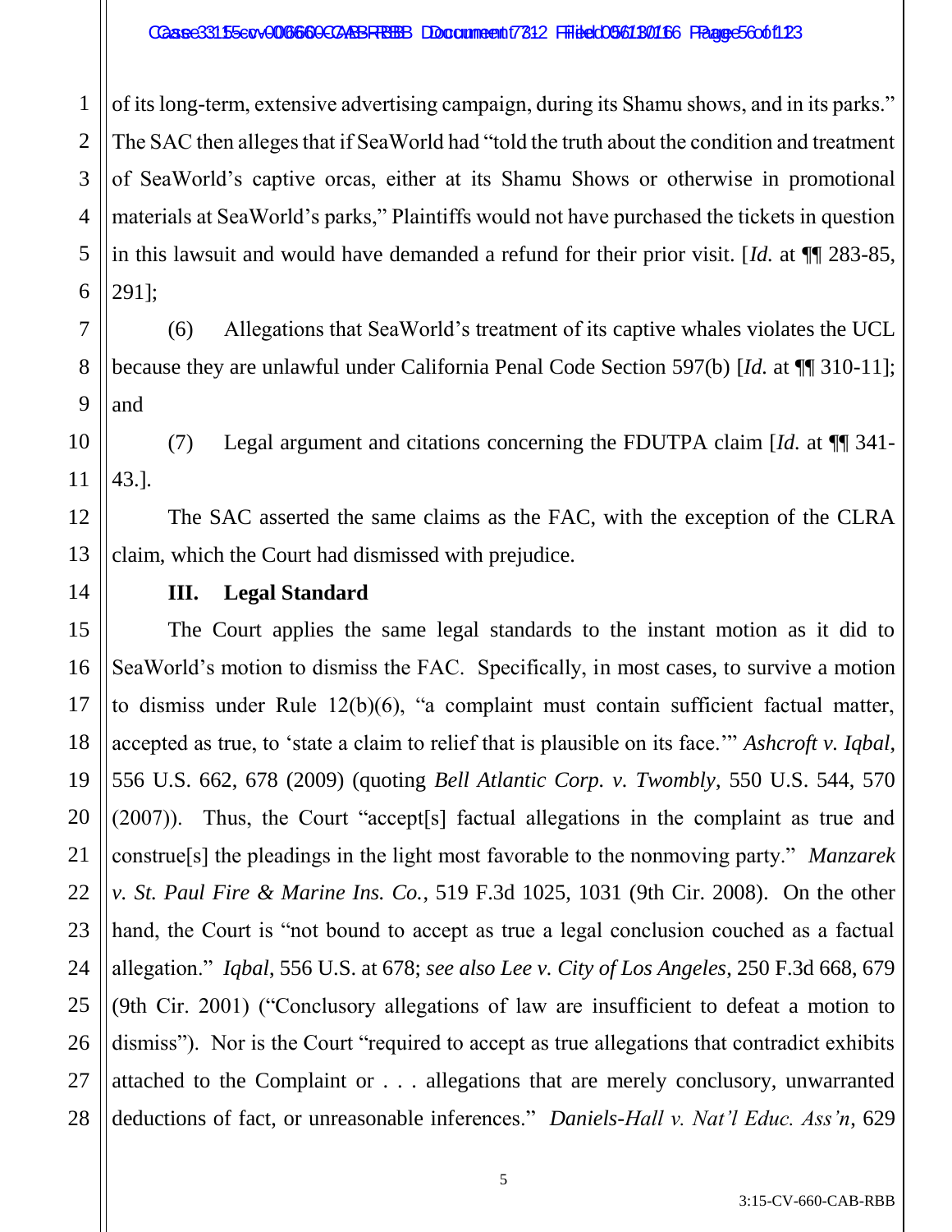of its long-term, extensive advertising campaign, during its Shamu shows, and in its parks." The SAC then alleges that if SeaWorld had "told the truth about the condition and treatment of SeaWorld's captive orcas, either at its Shamu Shows or otherwise in promotional materials at SeaWorld's parks," Plaintiffs would not have purchased the tickets in question in this lawsuit and would have demanded a refund for their prior visit. [*Id.* at ¶¶ 283-85, 291];

(6) Allegations that SeaWorld's treatment of its captive whales violates the UCL because they are unlawful under California Penal Code Section 597(b) [*Id.* at ¶¶ 310-11]; and

(7) Legal argument and citations concerning the FDUTPA claim [*Id.* at ¶¶ 341-43.].

The SAC asserted the same claims as the FAC, with the exception of the CLRA claim, which the Court had dismissed with prejudice.

## III. Legal Standard

The Court applies the same legal standards to the instant motion as it did to SeaWorld's motion to dismiss the FAC. Specifically, in most cases, to survive a motion to dismiss under Rule 12(b)(6), "a complaint must contain sufficient factual matter, accepted as true, to 'state a claim to relief that is plausible on its face.'" *Ashcroft v. Iqbal*, 556 U.S. 662, 678 (2009) (quoting *Bell Atlantic Corp. v. Twombly*, 550 U.S. 544, 570 (2007)). Thus, the Court "accept[s] factual allegations in the complaint as true and construe[s] the pleadings in the light most favorable to the nonmoving party." *Manzarek v. St. Paul Fire & Marine Ins. Co.*, 519 F.3d 1025, 1031 (9th Cir. 2008). On the other hand, the Court is "not bound to accept as true a legal conclusion couched as a factual allegation." *Iqbal*, 556 U.S. at 678; *see also Lee v. City of Los Angeles*, 250 F.3d 668, 679 (9th Cir. 2001) ("Conclusory allegations of law are insufficient to defeat a motion to dismiss"). Nor is the Court "required to accept as true allegations that contradict exhibits attached to the Complaint or . . . allegations that are merely conclusory, unwarranted deductions of fact, or unreasonable inferences." *Daniels-Hall v. Nat'l Educ. Ass'n*, 629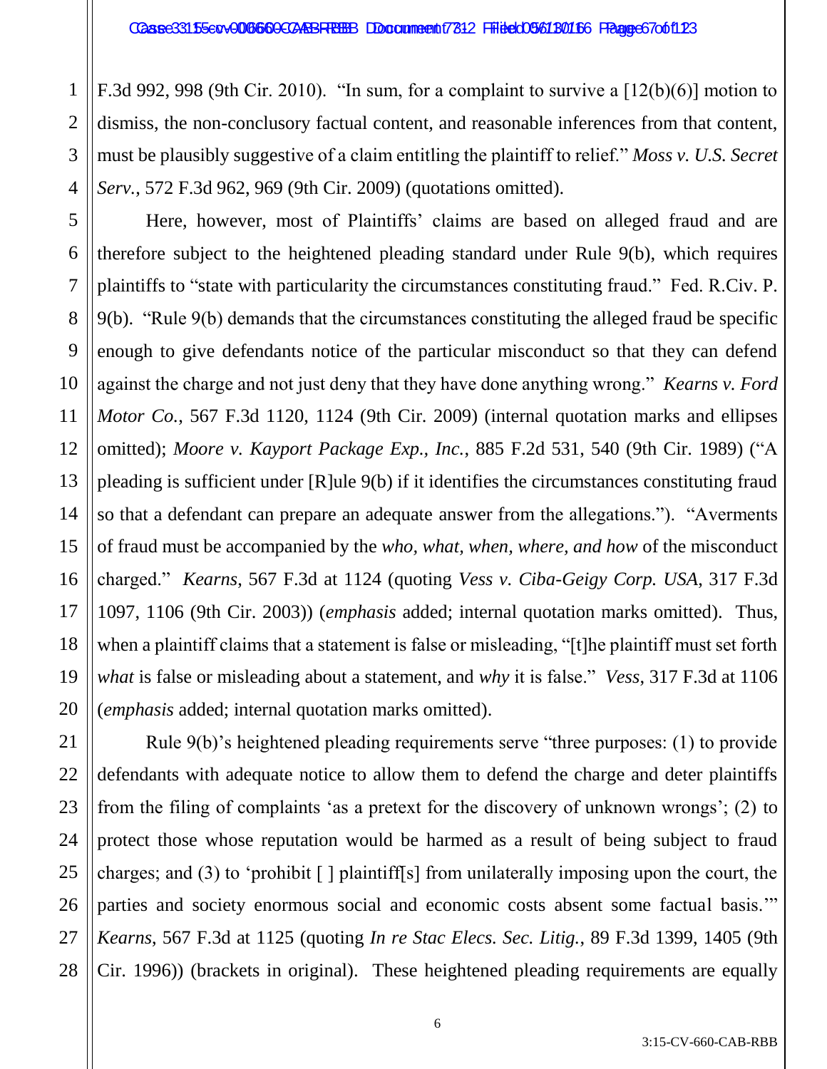F.3d 992, 998 (9th Cir. 2010). "In sum, for a complaint to survive a [12(b)(6)] motion to dismiss, the non-conclusory factual content, and reasonable inferences from that content, must be plausibly suggestive of a claim entitling the plaintiff to relief." *Moss v. U.S. Secret Serv.*, 572 F.3d 962, 969 (9th Cir. 2009) (quotations omitted).

Here, however, most of Plaintiffs' claims are based on alleged fraud and are therefore subject to the heightened pleading standard under Rule 9(b), which requires plaintiffs to "state with particularity the circumstances constituting fraud." Fed. R.Civ. P. 9(b). "Rule 9(b) demands that the circumstances constituting the alleged fraud be specific enough to give defendants notice of the particular misconduct so that they can defend against the charge and not just deny that they have done anything wrong." *Kearns v. Ford Motor Co.*, 567 F.3d 1120, 1124 (9th Cir. 2009) (internal quotation marks and ellipses omitted); *Moore v. Kayport Package Exp., Inc.*, 885 F.2d 531, 540 (9th Cir. 1989) ("A pleading is sufficient under [R]ule 9(b) if it identifies the circumstances constituting fraud so that a defendant can prepare an adequate answer from the allegations."). "Averments of fraud must be accompanied by the *who, what, when, where, and how* of the misconduct charged." *Kearns*, 567 F.3d at 1124 (quoting *Vess v. Ciba-Geigy Corp. USA*, 317 F.3d 1097, 1106 (9th Cir. 2003)) (*emphasis* added; internal quotation marks omitted). Thus, when a plaintiff claims that a statement is false or misleading, "[t]he plaintiff must set forth *what* is false or misleading about a statement, and *why* it is false." *Vess*, 317 F.3d at 1106 (*emphasis* added; internal quotation marks omitted).

Rule 9(b)'s heightened pleading requirements serve "three purposes: (1) to provide defendants with adequate notice to allow them to defend the charge and deter plaintiffs from the filing of complaints 'as a pretext for the discovery of unknown wrongs'; (2) to protect those whose reputation would be harmed as a result of being subject to fraud charges; and (3) to 'prohibit [ ] plaintiff[s] from unilaterally imposing upon the court, the parties and society enormous social and economic costs absent some factual basis.'" *Kearns*, 567 F.3d at 1125 (quoting *In re Stac Elecs. Sec. Litig.*, 89 F.3d 1399, 1405 (9th Cir. 1996)) (brackets in original). These heightened pleading requirements are equally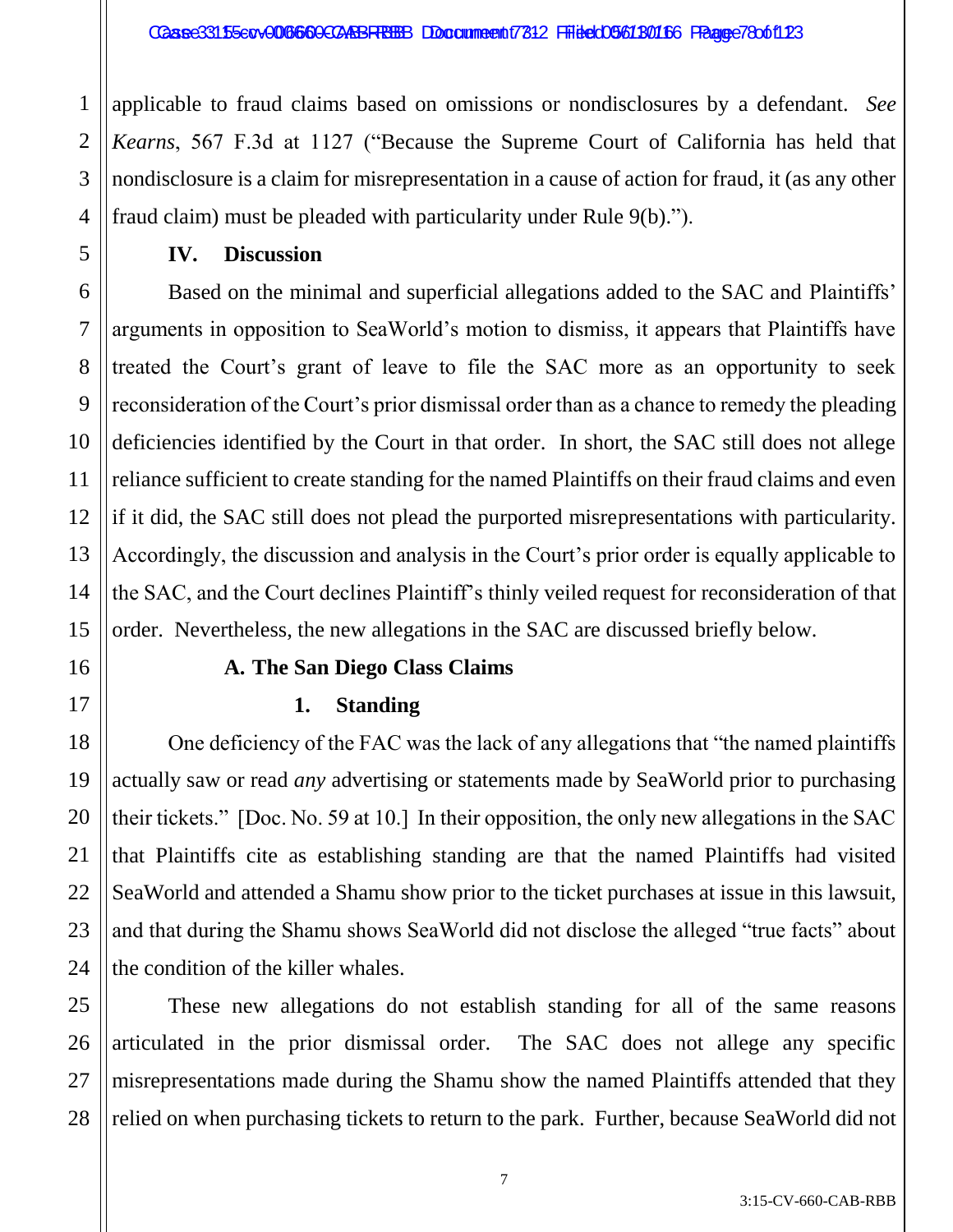applicable to fraud claims based on omissions or nondisclosures by a defendant. *See Kearns*, 567 F.3d at 1127 ("Because the Supreme Court of California has held that nondisclosure is a claim for misrepresentation in a cause of action for fraud, it (as any other fraud claim) must be pleaded with particularity under Rule 9(b).").

## IV. Discussion

Based on the minimal and superficial allegations added to the SAC and Plaintiffs' arguments in opposition to SeaWorld's motion to dismiss, it appears that Plaintiffs have treated the Court's grant of leave to file the SAC more as an opportunity to seek reconsideration of the Court's prior dismissal order than as a chance to remedy the pleading deficiencies identified by the Court in that order. In short, the SAC still does not allege reliance sufficient to create standing for the named Plaintiffs on their fraud claims and even if it did, the SAC still does not plead the purported misrepresentations with particularity. Accordingly, the discussion and analysis in the Court's prior order is equally applicable to the SAC, and the Court declines Plaintiff's thinly veiled request for reconsideration of that order. Nevertheless, the new allegations in the SAC are discussed briefly below.

### A. The San Diego Class Claims

#### 1. Standing

One deficiency of the FAC was the lack of any allegations that "the named plaintiffs actually saw or read *any* advertising or statements made by SeaWorld prior to purchasing their tickets." [Doc. No. 59 at 10.] In their opposition, the only new allegations in the SAC that Plaintiffs cite as establishing standing are that the named Plaintiffs had visited SeaWorld and attended a Shamu show prior to the ticket purchases at issue in this lawsuit, and that during the Shamu shows SeaWorld did not disclose the alleged "true facts" about the condition of the killer whales.

These new allegations do not establish standing for all of the same reasons articulated in the prior dismissal order. The SAC does not allege any specific misrepresentations made during the Shamu show the named Plaintiffs attended that they relied on when purchasing tickets to return to the park. Further, because SeaWorld did not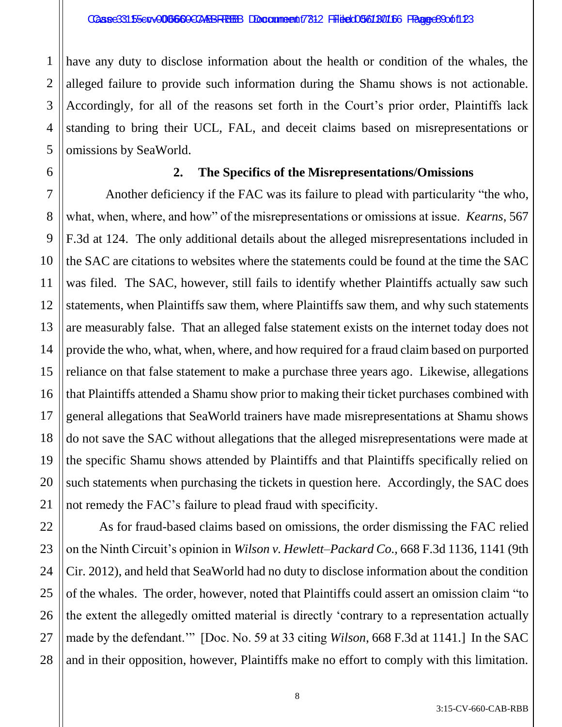have any duty to disclose information about the health or condition of the whales, the alleged failure to provide such information during the Shamu shows is not actionable. Accordingly, for all of the reasons set forth in the Court's prior order, Plaintiffs lack standing to bring their UCL, FAL, and deceit claims based on misrepresentations or omissions by SeaWorld.

### 2. The Specifics of the Misrepresentations/Omissions

Another deficiency if the FAC was its failure to plead with particularity "the who, what, when, where, and how" of the misrepresentations or omissions at issue. *Kearns*, 567 F.3d at 124. The only additional details about the alleged misrepresentations included in the SAC are citations to websites where the statements could be found at the time the SAC was filed. The SAC, however, still fails to identify whether Plaintiffs actually saw such statements, when Plaintiffs saw them, where Plaintiffs saw them, and why such statements are measurably false. That an alleged false statement exists on the internet today does not provide the who, what, when, where, and how required for a fraud claim based on purported reliance on that false statement to make a purchase three years ago. Likewise, allegations that Plaintiffs attended a Shamu show prior to making their ticket purchases combined with general allegations that SeaWorld trainers have made misrepresentations at Shamu shows do not save the SAC without allegations that the alleged misrepresentations were made at the specific Shamu shows attended by Plaintiffs and that Plaintiffs specifically relied on such statements when purchasing the tickets in question here. Accordingly, the SAC does not remedy the FAC's failure to plead fraud with specificity.

As for fraud-based claims based on omissions, the order dismissing the FAC relied on the Ninth Circuit's opinion in *Wilson v. Hewlett–Packard Co.,* 668 F.3d 1136, 1141 (9th Cir. 2012), and held that SeaWorld had no duty to disclose information about the condition of the whales. The order, however, noted that Plaintiffs could assert an omission claim "to the extent the allegedly omitted material is directly 'contrary to a representation actually made by the defendant.'" [Doc. No. 59 at 33 citing *Wilson*, 668 F.3d at 1141.] In the SAC and in their opposition, however, Plaintiffs make no effort to comply with this limitation.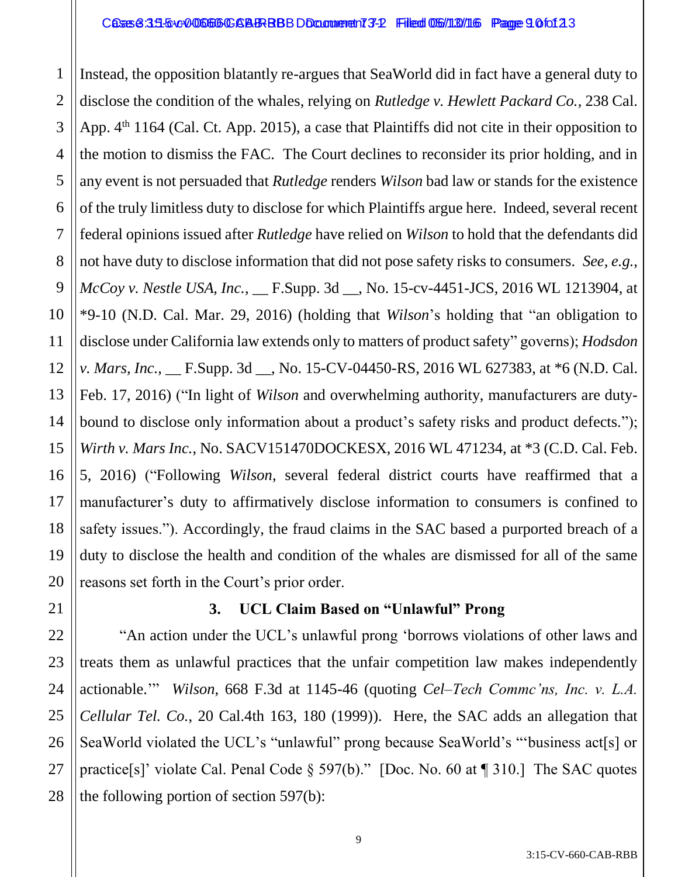Instead, the opposition blatantly re-argues that SeaWorld did in fact have a general duty to disclose the condition of the whales, relying on *Rutledge v. Hewlett Packard Co.*, 238 Cal. App. 4th 1164 (Cal. Ct. App. 2015), a case that Plaintiffs did not cite in their opposition to the motion to dismiss the FAC. The Court declines to reconsider its prior holding, and in any event is not persuaded that *Rutledge* renders *Wilson* bad law or stands for the existence of the truly limitless duty to disclose for which Plaintiffs argue here. Indeed, several recent federal opinions issued after *Rutledge* have relied on *Wilson* to hold that the defendants did not have duty to disclose information that did not pose safety risks to consumers. *See, e.g., McCoy v. Nestle USA, Inc.*, __ F.Supp. 3d __, No. 15-cv-4451-JCS, 2016 WL 1213904, at *9-10 (N.D. Cal. Mar. 29, 2016) (holding that *Wilson*'s holding that "an obligation to disclose under California law extends only to matters of product safety" governs); *Hodsdon v. Mars, Inc.*, __ F.Supp. 3d __, No. 15-CV-04450-RS, 2016 WL 627383, at *6 (N.D. Cal. Feb. 17, 2016) ("In light of *Wilson* and overwhelming authority, manufacturers are duty-bound to disclose only information about a product's safety risks and product defects."); *Wirth v. Mars Inc.*, No. SACV151470DOCKESX, 2016 WL 471234, at *3 (C.D. Cal. Feb. 5, 2016) ("Following *Wilson*, several federal district courts have reaffirmed that a manufacturer's duty to affirmatively disclose information to consumers is confined to safety issues."). Accordingly, the fraud claims in the SAC based a purported breach of a duty to disclose the health and condition of the whales are dismissed for all of the same reasons set forth in the Court's prior order.

### 3. UCL Claim Based on "Unlawful" Prong

"An action under the UCL's unlawful prong 'borrows violations of other laws and treats them as unlawful practices that the unfair competition law makes independently actionable.'" *Wilson*, 668 F.3d at 1145-46 (quoting *Cel–Tech Commc'ns, Inc. v. L.A. Cellular Tel. Co.*, 20 Cal.4th 163, 180 (1999)). Here, the SAC adds an allegation that SeaWorld violated the UCL's "unlawful" prong because SeaWorld's "'business act[s] or practice[s]' violate Cal. Penal Code § 597(b)." [Doc. No. 60 at ¶ 310.] The SAC quotes the following portion of section 597(b):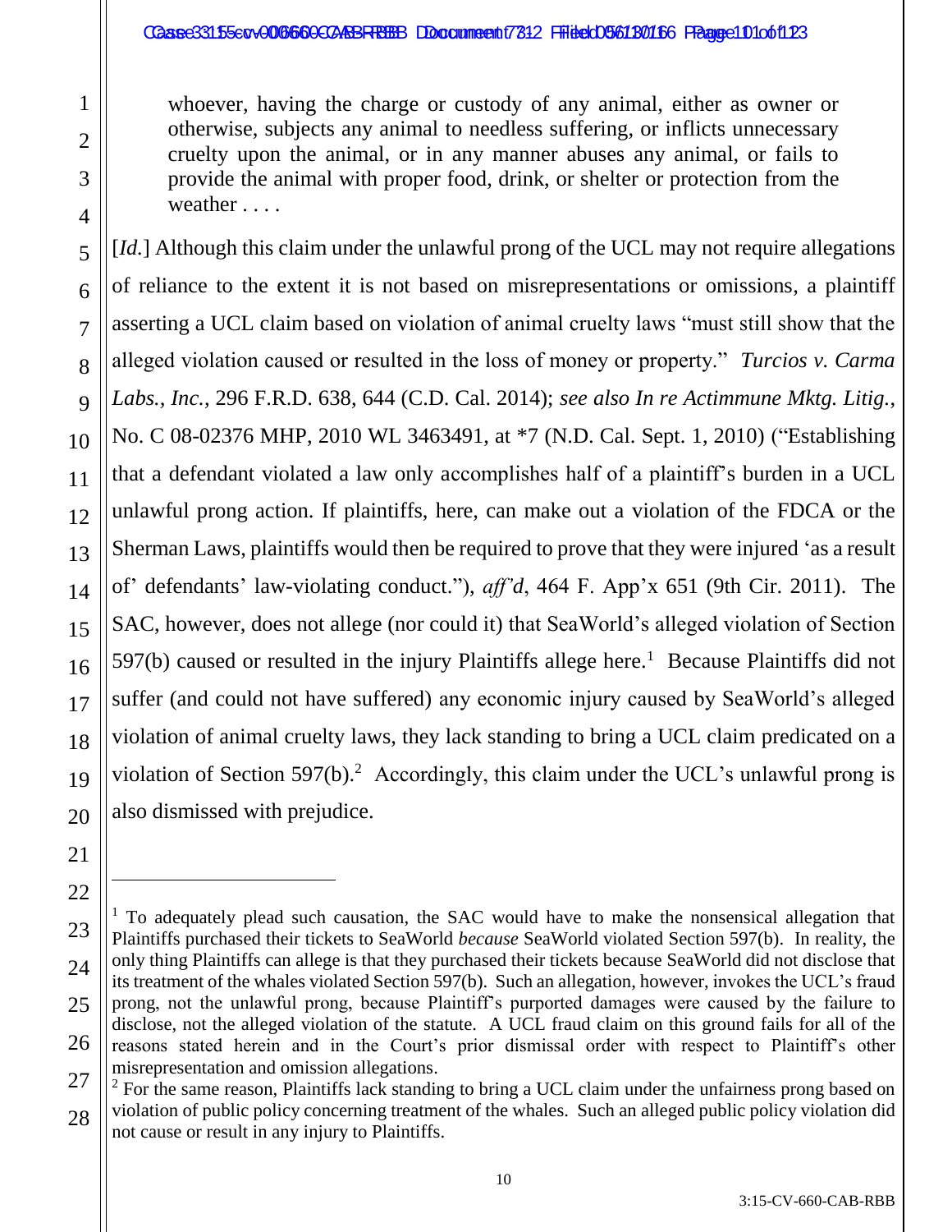> whoever, having the charge or custody of any animal, either as owner or otherwise, subjects any animal to needless suffering, or inflicts unnecessary cruelty upon the animal, or in any manner abuses any animal, or fails to provide the animal with proper food, drink, or shelter or protection from the weather . . . .

[*Id.*] Although this claim under the unlawful prong of the UCL may not require allegations of reliance to the extent it is not based on misrepresentations or omissions, a plaintiff asserting a UCL claim based on violation of animal cruelty laws "must still show that the alleged violation caused or resulted in the loss of money or property." *Turcios v. Carma Labs., Inc.*, 296 F.R.D. 638, 644 (C.D. Cal. 2014); *see also In re Actimmune Mktg. Litig.*, No. C 08-02376 MHP, 2010 WL 3463491, at *7 (N.D. Cal. Sept. 1, 2010) ("Establishing that a defendant violated a law only accomplishes half of a plaintiff's burden in a UCL unlawful prong action. If plaintiffs, here, can make out a violation of the FDCA or the Sherman Laws, plaintiffs would then be required to prove that they were injured 'as a result of' defendants' law-violating conduct."), *aff'd*, 464 F. App'x 651 (9th Cir. 2011). The SAC, however, does not allege (nor could it) that SeaWorld's alleged violation of Section 597(b) caused or resulted in the injury Plaintiffs allege here.[1] Because Plaintiffs did not suffer (and could not have suffered) any economic injury caused by SeaWorld's alleged violation of animal cruelty laws, they lack standing to bring a UCL claim predicated on a violation of Section 597(b).[2] Accordingly, this claim under the UCL's unlawful prong is also dismissed with prejudice.

---

[1] To adequately plead such causation, the SAC would have to make the nonsensical allegation that Plaintiffs purchased their tickets to SeaWorld *because* SeaWorld violated Section 597(b). In reality, the only thing Plaintiffs can allege is that they purchased their tickets because SeaWorld did not disclose that its treatment of the whales violated Section 597(b). Such an allegation, however, invokes the UCL's fraud prong, not the unlawful prong, because Plaintiff's purported damages were caused by the failure to disclose, not the alleged violation of the statute. A UCL fraud claim on this ground fails for all of the reasons stated herein and in the Court's prior dismissal order with respect to Plaintiff's other misrepresentation and omission allegations.

[2] For the same reason, Plaintiffs lack standing to bring a UCL claim under the unfairness prong based on violation of public policy concerning treatment of the whales. Such an alleged public policy violation did not cause or result in any injury to Plaintiffs.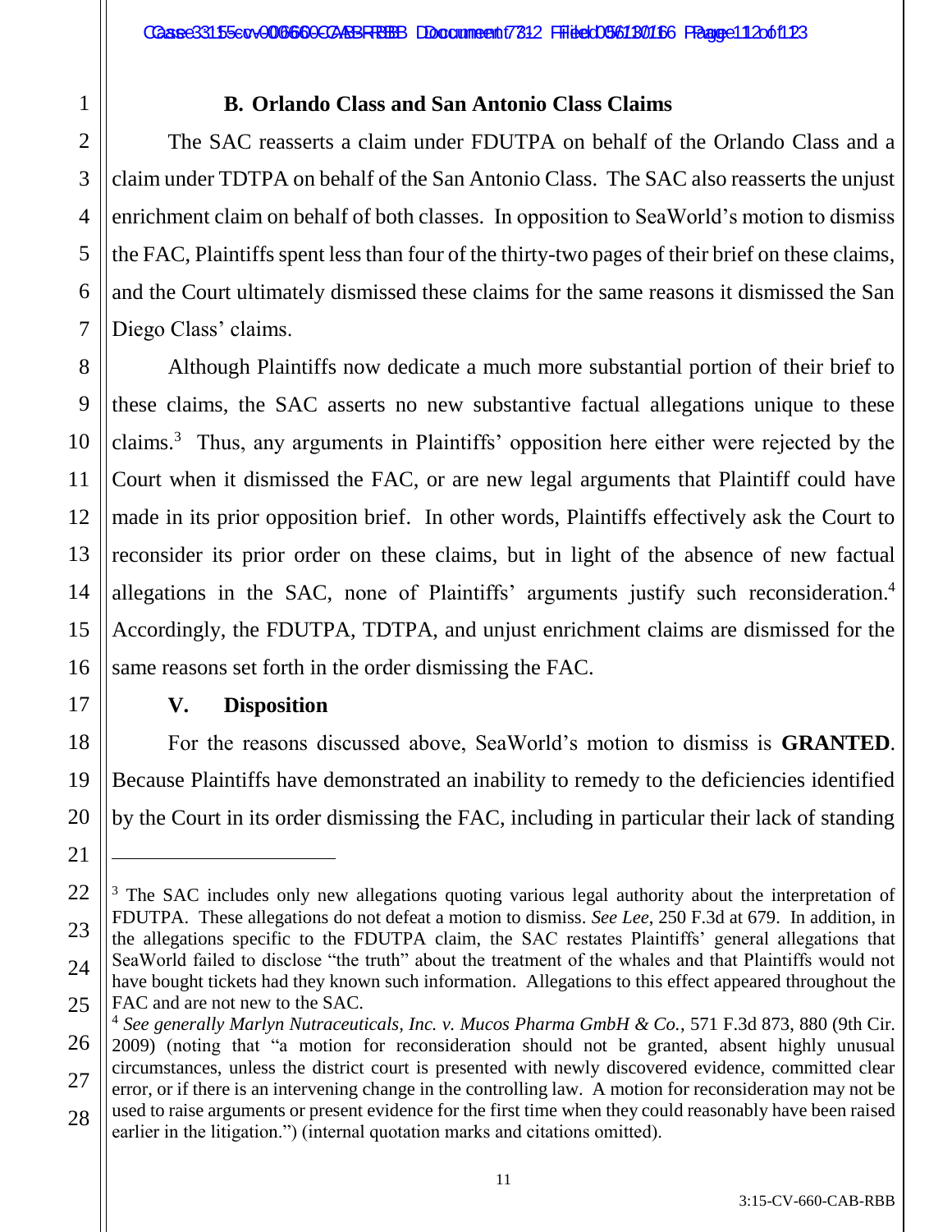### B. Orlando Class and San Antonio Class Claims

The SAC reasserts a claim under FDUTPA on behalf of the Orlando Class and a claim under TDTPA on behalf of the San Antonio Class. The SAC also reasserts the unjust enrichment claim on behalf of both classes. In opposition to SeaWorld's motion to dismiss the FAC, Plaintiffs spent less than four of the thirty-two pages of their brief on these claims, and the Court ultimately dismissed these claims for the same reasons it dismissed the San Diego Class' claims.

Although Plaintiffs now dedicate a much more substantial portion of their brief to these claims, the SAC asserts no new substantive factual allegations unique to these claims.[3] Thus, any arguments in Plaintiffs' opposition here either were rejected by the Court when it dismissed the FAC, or are new legal arguments that Plaintiff could have made in its prior opposition brief. In other words, Plaintiffs effectively ask the Court to reconsider its prior order on these claims, but in light of the absence of new factual allegations in the SAC, none of Plaintiffs' arguments justify such reconsideration.[4] Accordingly, the FDUTPA, TDTPA, and unjust enrichment claims are dismissed for the same reasons set forth in the order dismissing the FAC.

## V. Disposition

For the reasons discussed above, SeaWorld's motion to dismiss is **GRANTED**. Because Plaintiffs have demonstrated an inability to remedy to the deficiencies identified by the Court in its order dismissing the FAC, including in particular their lack of standing

---

[3] The SAC includes only new allegations quoting various legal authority about the interpretation of FDUTPA. These allegations do not defeat a motion to dismiss. *See Lee*, 250 F.3d at 679. In addition, in the allegations specific to the FDUTPA claim, the SAC restates Plaintiffs' general allegations that SeaWorld failed to disclose "the truth" about the treatment of the whales and that Plaintiffs would not have bought tickets had they known such information. Allegations to this effect appeared throughout the FAC and are not new to the SAC.

[4] *See generally Marlyn Nutraceuticals, Inc. v. Mucos Pharma GmbH & Co.*, 571 F.3d 873, 880 (9th Cir. 2009) (noting that "a motion for reconsideration should not be granted, absent highly unusual circumstances, unless the district court is presented with newly discovered evidence, committed clear error, or if there is an intervening change in the controlling law. A motion for reconsideration may not be used to raise arguments or present evidence for the first time when they could reasonably have been raised earlier in the litigation.") (internal quotation marks and citations omitted).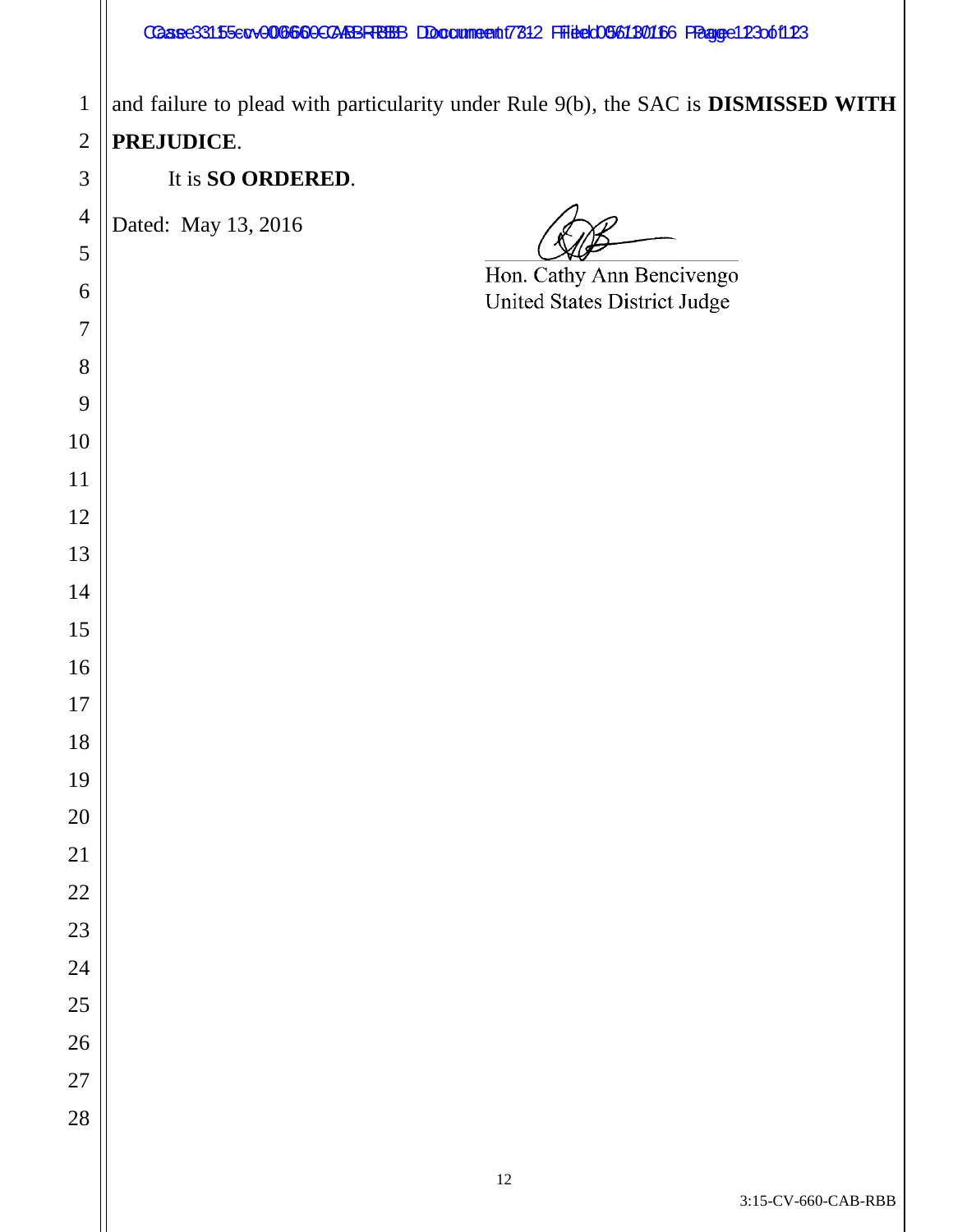and failure to plead with particularity under Rule 9(b), the SAC is **DISMISSED WITH PREJUDICE**.

It is **SO ORDERED**.

Dated: May 13, 2016

Hon. Cathy Ann Bencivengo
United States District Judge

3:15-CV-660-CAB-RBB